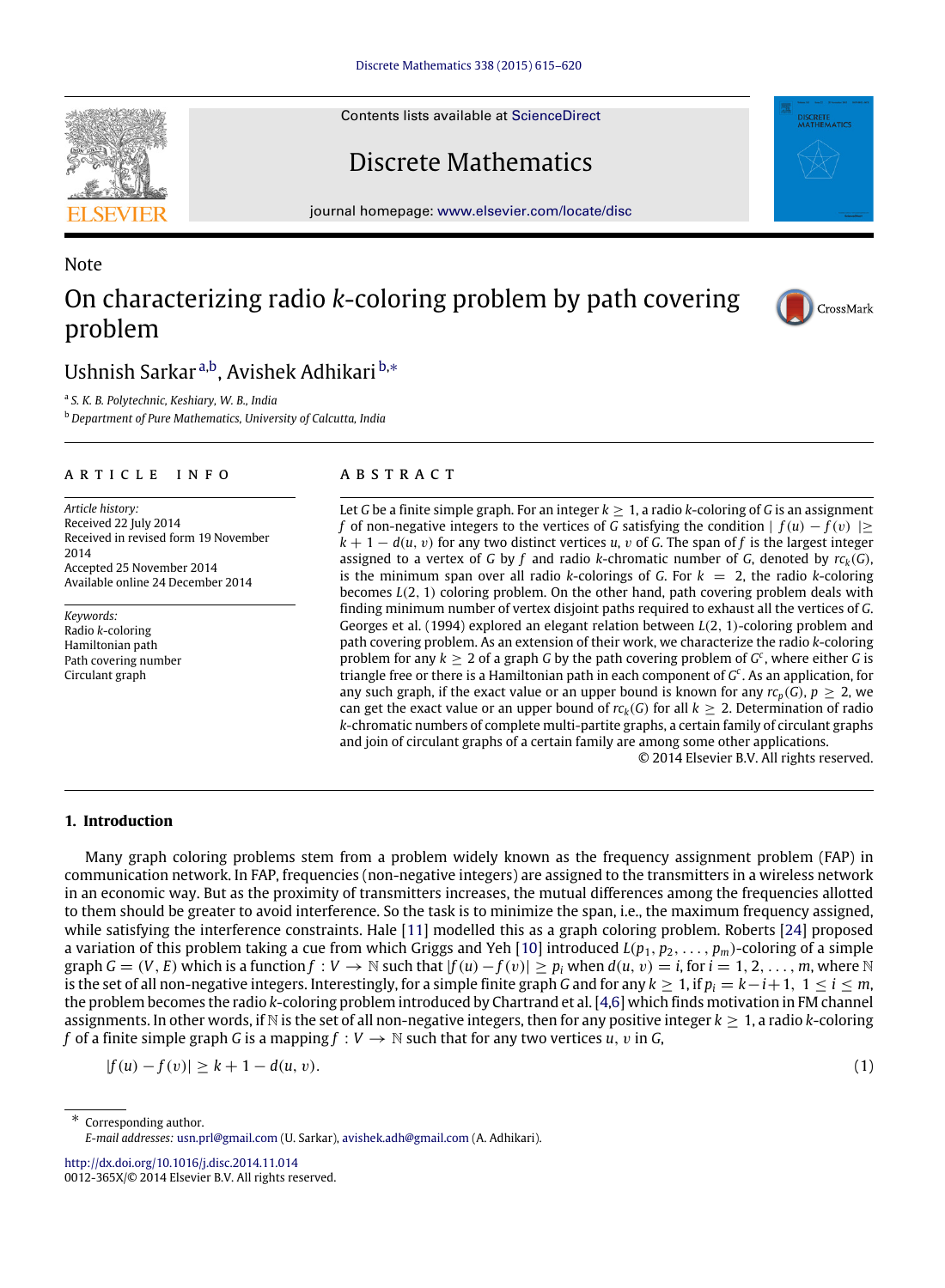Note

# On characterizing radio $k$-coloring problem by path covering problem

Ushnish Sarkar [a,b], Avishek Adhikari [b,*]

[a] S. K. B. Polytechnic, Keshiary, W. B., India

[b] Department of Pure Mathematics, University of Calcutta, India

**ARTICLE INFO**

*Article history:*
Received 22 July 2014
Received in revised form 19 November 2014
Accepted 25 November 2014
Available online 24 December 2014

*Keywords:*
Radio $k$-coloring
Hamiltonian path
Path covering number
Circulant graph

**ABSTRACT**

Let $G$ be a finite simple graph. For an integer $k \geq 1$, a radio $k$-coloring of $G$ is an assignment $f$ of non-negative integers to the vertices of $G$ satisfying the condition $|f(u) - f(v)| \geq k + 1 - d(u, v)$ for any two distinct vertices $u, v$ of $G$. The span of $f$ is the largest integer assigned to a vertex of $G$ by $f$ and radio $k$-chromatic number of $G$, denoted by $rc_k(G)$, is the minimum span over all radio $k$-colorings of $G$. For $k = 2$, the radio $k$-coloring becomes $L(2, 1)$ coloring problem. On the other hand, path covering problem deals with finding minimum number of vertex disjoint paths required to exhaust all the vertices of $G$. Georges et al. (1994) explored an elegant relation between $L(2, 1)$-coloring problem and path covering problem. As an extension of their work, we characterize the radio $k$-coloring problem for any $k \geq 2$ of a graph $G$ by the path covering problem of $G^c$, where either $G$ is triangle free or there is a Hamiltonian path in each component of $G^c$. As an application, for any such graph, if the exact value or an upper bound is known for any $rc_p(G)$, $p \geq 2$, we can get the exact value or an upper bound of $rc_k(G)$ for all $k \geq 2$. Determination of radio $k$-chromatic numbers of complete multi-partite graphs, a certain family of circulant graphs and join of circulant graphs of a certain family are among some other applications.

© 2014 Elsevier B.V. All rights reserved.

## 1. Introduction

Many graph coloring problems stem from a problem widely known as the frequency assignment problem (FAP) in communication network. In FAP, frequencies (non-negative integers) are assigned to the transmitters in a wireless network in an economic way. But as the proximity of transmitters increases, the mutual differences among the frequencies allotted to them should be greater to avoid interference. So the task is to minimize the span, i.e., the maximum frequency assigned, while satisfying the interference constraints. Hale [11] modelled this as a graph coloring problem. Roberts [24] proposed a variation of this problem taking a cue from which Griggs and Yeh [10] introduced $L(p_1, p_2, \ldots, p_m)$-coloring of a simple graph $G = (V, E)$ which is a function $f : V \rightarrow \mathbb{N}$ such that $|f(u) - f(v)| \geq p_i$ when $d(u, v) = i$, for $i = 1, 2, \ldots, m$, where $\mathbb{N}$ is the set of all non-negative integers. Interestingly, for a simple finite graph $G$ and for any $k \geq 1$, if $p_i = k - i + 1$, $1 \leq i \leq m$, the problem becomes the radio $k$-coloring problem introduced by Chartrand et al. [4,6] which finds motivation in FM channel assignments. In other words, if $\mathbb{N}$ is the set of all non-negative integers, then for any positive integer $k \geq 1$, a radio $k$-coloring $f$ of a finite simple graph $G$ is a mapping $f : V \rightarrow \mathbb{N}$ such that for any two vertices $u, v$ in $G$,

$$|f(u) - f(v)| \geq k + 1 - d(u, v). \tag{1}$$

* Corresponding author.
*E-mail addresses:* usn.prl@gmail.com (U. Sarkar), avishek.adh@gmail.com (A. Adhikari).

http://dx.doi.org/10.1016/j.disc.2014.11.014
0012-365X/© 2014 Elsevier B.V. All rights reserved.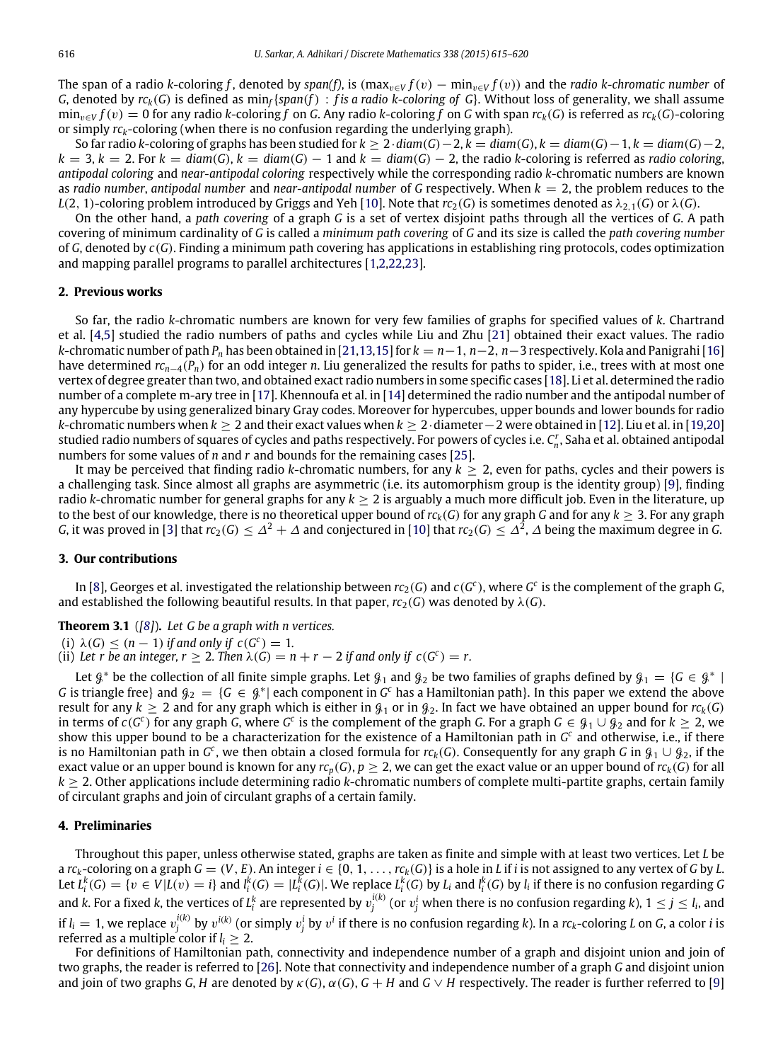The span of a radio $k$-coloring $f$, denoted by *span(f)*, is $(\max_{v \in V} f(v) - \min_{v \in V} f(v))$ and the *radio k-chromatic number* of $G$, denoted by $rc_k(G)$ is defined as $\min_f \{span(f) : f \text{ is a radio } k\text{-coloring of } G\}$. Without loss of generality, we shall assume $\min_{v \in V} f(v) = 0$ for any radio $k$-coloring $f$ on $G$. Any radio $k$-coloring $f$ on $G$ with span $rc_k(G)$ is referred as $rc_k(G)$-coloring or simply $rc_k$-coloring (when there is no confusion regarding the underlying graph).

So far radio $k$-coloring of graphs has been studied for $k \geq 2 \cdot diam(G) - 2$, $k = diam(G)$, $k = diam(G) - 1$, $k = diam(G) - 2$, $k = 3$, $k = 2$. For $k = diam(G)$, $k = diam(G) - 1$ and $k = diam(G) - 2$, the radio $k$-coloring is referred as *radio coloring*, *antipodal coloring* and *near-antipodal coloring* respectively while the corresponding radio $k$-chromatic numbers are known as *radio number*, *antipodal number* and *near-antipodal number* of $G$ respectively. When $k = 2$, the problem reduces to the $L(2, 1)$-coloring problem introduced by Griggs and Yeh [10]. Note that $rc_2(G)$ is sometimes denoted as $\lambda_{2,1}(G)$ or $\lambda(G)$.

On the other hand, a *path covering* of a graph $G$ is a set of vertex disjoint paths through all the vertices of $G$. A path covering of minimum cardinality of $G$ is called a *minimum path covering* of $G$ and its size is called the *path covering number* of $G$, denoted by $c(G)$. Finding a minimum path covering has applications in establishing ring protocols, codes optimization and mapping parallel programs to parallel architectures [1,2,22,23].

## 2. Previous works

So far, the radio $k$-chromatic numbers are known for very few families of graphs for specified values of $k$. Chartrand et al. [4,5] studied the radio numbers of paths and cycles while Liu and Zhu [21] obtained their exact values. The radio $k$-chromatic number of path $P_n$ has been obtained in [21,13,15] for $k = n-1$, $n-2$, $n-3$ respectively. Kola and Panigrahi [16] have determined $rc_{n-4}(P_n)$ for an odd integer $n$. Liu generalized the results for paths to spider, i.e., trees with at most one vertex of degree greater than two, and obtained exact radio numbers in some specific cases [18]. Li et al. determined the radio number of a complete m-ary tree in [17]. Khennoufa et al. in [14] determined the radio number and the antipodal number of any hypercube by using generalized binary Gray codes. Moreover for hypercubes, upper bounds and lower bounds for radio $k$-chromatic numbers when $k \geq 2$ and their exact values when $k \geq 2 \cdot \text{diameter} - 2$ were obtained in [12]. Liu et al. in [19,20] studied radio numbers of squares of cycles and paths respectively. For powers of cycles i.e. $C_n^r$, Saha et al. obtained antipodal numbers for some values of $n$ and $r$ and bounds for the remaining cases [25].

It may be perceived that finding radio $k$-chromatic numbers, for any $k \geq 2$, even for paths, cycles and their powers is a challenging task. Since almost all graphs are asymmetric (i.e. its automorphism group is the identity group) [9], finding radio $k$-chromatic number for general graphs for any $k \geq 2$ is arguably a much more difficult job. Even in the literature, up to the best of our knowledge, there is no theoretical upper bound of $rc_k(G)$ for any graph $G$ and for any $k \geq 3$. For any graph $G$, it was proved in [3] that $rc_2(G) \leq \Delta^2 + \Delta$ and conjectured in [10] that $rc_2(G) \leq \Delta^2$, $\Delta$ being the maximum degree in $G$.

## 3. Our contributions

In [8], Georges et al. investigated the relationship between $rc_2(G)$ and $c(G^c)$, where $G^c$ is the complement of the graph $G$, and established the following beautiful results. In that paper, $rc_2(G)$ was denoted by $\lambda(G)$.

**Theorem 3.1** ([8]). *Let $G$ be a graph with $n$ vertices.*

(i) *$\lambda(G) \leq (n - 1)$ if and only if $c(G^c) = 1$.*

(ii) *Let $r$ be an integer, $r \geq 2$. Then $\lambda(G) = n + r - 2$ if and only if $c(G^c) = r$.*

Let $\mathcal{G}^*$ be the collection of all finite simple graphs. Let $\mathcal{G}_1$ and $\mathcal{G}_2$ be two families of graphs defined by $\mathcal{G}_1 = \{G \in \mathcal{G}^* \mid G \text{ is triangle free}\}$ and $\mathcal{G}_2 = \{G \in \mathcal{G}^* \mid \text{each component in } G^c \text{ has a Hamiltonian path}\}$. In this paper we extend the above result for any $k \geq 2$ and for any graph which is either in $\mathcal{G}_1$ or in $\mathcal{G}_2$. In fact we have obtained an upper bound for $rc_k(G)$ in terms of $c(G^c)$ for any graph $G$, where $G^c$ is the complement of the graph $G$. For a graph $G \in \mathcal{G}_1 \cup \mathcal{G}_2$ and for $k \geq 2$, we show this upper bound to be a characterization for the existence of a Hamiltonian path in $G^c$ and otherwise, i.e., if there is no Hamiltonian path in $G^c$, we then obtain a closed formula for $rc_k(G)$. Consequently for any graph $G$ in $\mathcal{G}_1 \cup \mathcal{G}_2$, if the exact value or an upper bound is known for any $rc_p(G)$, $p \geq 2$, we can get the exact value or an upper bound of $rc_k(G)$ for all $k \geq 2$. Other applications include determining radio $k$-chromatic numbers of complete multi-partite graphs, certain family of circulant graphs and join of circulant graphs of a certain family.

## 4. Preliminaries

Throughout this paper, unless otherwise stated, graphs are taken as finite and simple with at least two vertices. Let $L$ be a $rc_k$-coloring on a graph $G = (V, E)$. An integer $i \in \{0, 1, \ldots, rc_k(G)\}$ is a hole in $L$ if $i$ is not assigned to any vertex of $G$ by $L$. Let $L_i^k(G) = \{v \in V \mid L(v) = i\}$ and $l_i^k(G) = |L_i^k(G)|$. We replace $L_i^k(G)$ by $L_i$ and $l_i^k(G)$ by $l_i$ if there is no confusion regarding $G$ and $k$. For a fixed $k$, the vertices of $L_i^k$ are represented by $v_j^{i(k)}$ (or $v_j^i$ when there is no confusion regarding $k$), $1 \leq j \leq l_i$, and if $l_i = 1$, we replace $v_j^{i(k)}$ by $v^{i(k)}$ (or simply $v_j^i$ by $v^i$ if there is no confusion regarding $k$). In a $rc_k$-coloring $L$ on $G$, a color $i$ is referred as a multiple color if $l_i \geq 2$.

For definitions of Hamiltonian path, connectivity and independence number of a graph and disjoint union and join of two graphs, the reader is referred to [26]. Note that connectivity and independence number of a graph $G$ and disjoint union and join of two graphs $G$, $H$ are denoted by $\kappa(G)$, $\alpha(G)$, $G + H$ and $G \vee H$ respectively. The reader is further referred to [9]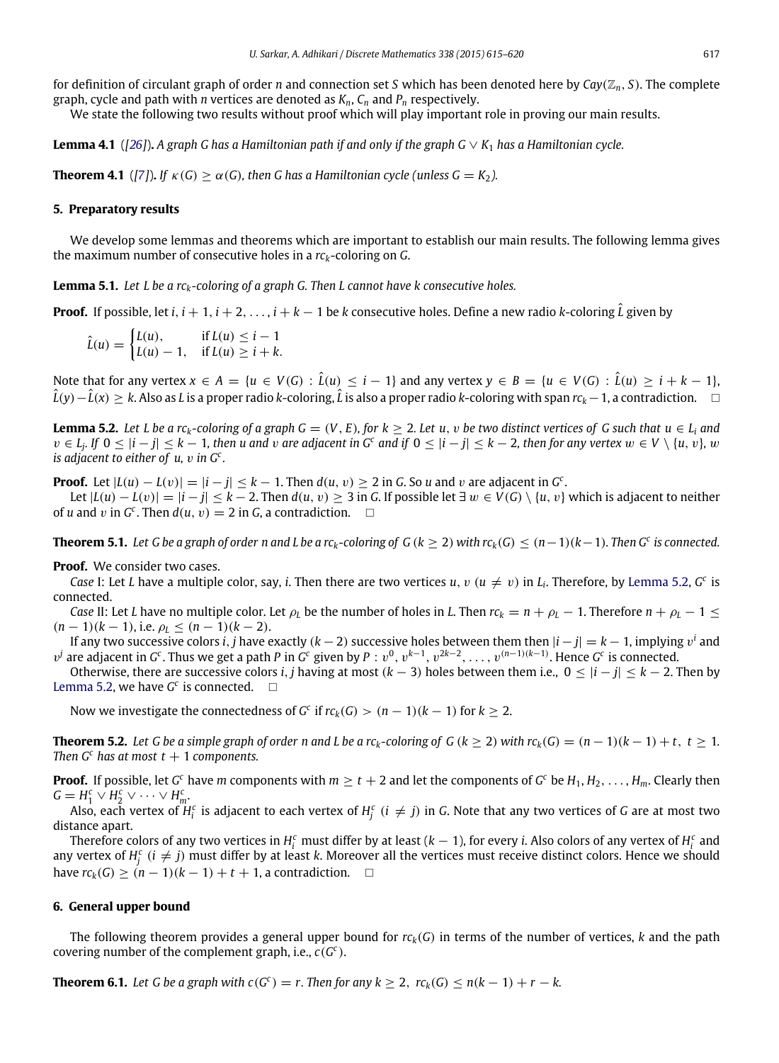for definition of circulant graph of order $n$ and connection set $S$ which has been denoted here by $Cay(\mathbb{Z}_n, S)$. The complete graph, cycle and path with $n$ vertices are denoted as $K_n$, $C_n$ and $P_n$ respectively.

We state the following two results without proof which will play important role in proving our main results.

**Lemma 4.1** ([26]). *A graph $G$ has a Hamiltonian path if and only if the graph $G \vee K_1$ has a Hamiltonian cycle.*

**Theorem 4.1** ([7]). *If $\kappa(G) \geq \alpha(G)$, then $G$ has a Hamiltonian cycle (unless $G = K_2$).*

## 5. Preparatory results

We develop some lemmas and theorems which are important to establish our main results. The following lemma gives the maximum number of consecutive holes in a $rc_k$-coloring on $G$.

**Lemma 5.1.** *Let $L$ be a $rc_k$-coloring of a graph $G$. Then $L$ cannot have $k$ consecutive holes.*

**Proof.** If possible, let $i, i+1, i+2, \ldots, i+k-1$ be $k$ consecutive holes. Define a new radio $k$-coloring $\hat{L}$ given by

$$\hat{L}(u) = \begin{cases} L(u), & \text{if } L(u) \leq i-1 \\ L(u)-1, & \text{if } L(u) \geq i+k. \end{cases}$$

Note that for any vertex $x \in A = \{u \in V(G) : \hat{L}(u) \leq i-1\}$ and any vertex $y \in B = \{u \in V(G) : \hat{L}(u) \geq i+k-1\}$, $\hat{L}(y) - \hat{L}(x) \geq k$. Also as $L$ is a proper radio $k$-coloring, $\hat{L}$ is also a proper radio $k$-coloring with span $rc_k - 1$, a contradiction. $\square$

**Lemma 5.2.** *Let $L$ be a $rc_k$-coloring of a graph $G = (V, E)$, for $k \geq 2$. Let $u, v$ be two distinct vertices of $G$ such that $u \in L_i$ and $v \in L_j$. If $0 \leq |i-j| \leq k-1$, then $u$ and $v$ are adjacent in $G^c$ and if $0 \leq |i-j| \leq k-2$, then for any vertex $w \in V \setminus \{u, v\}$, $w$ is adjacent to either of $u$, $v$ in $G^c$.*

**Proof.** Let $|L(u) - L(v)| = |i-j| \leq k-1$. Then $d(u, v) \geq 2$ in $G$. So $u$ and $v$ are adjacent in $G^c$.

Let $|L(u) - L(v)| = |i-j| \leq k-2$. Then $d(u, v) \geq 3$ in $G$. If possible let $\exists\, w \in V(G) \setminus \{u, v\}$ which is adjacent to neither of $u$ and $v$ in $G^c$. Then $d(u, v) = 2$ in $G$, a contradiction. $\square$

**Theorem 5.1.** *Let $G$ be a graph of order $n$ and $L$ be a $rc_k$-coloring of $G$ $(k \geq 2)$ with $rc_k(G) \leq (n-1)(k-1)$. Then $G^c$ is connected.*

**Proof.** We consider two cases.

*Case* I: Let $L$ have a multiple color, say, $i$. Then there are two vertices $u, v$ $(u \neq v)$ in $L_i$. Therefore, by Lemma 5.2, $G^c$ is connected.

*Case* II: Let $L$ have no multiple color. Let $\rho_L$ be the number of holes in $L$. Then $rc_k = n + \rho_L - 1$. Therefore $n + \rho_L - 1 \leq (n-1)(k-1)$, i.e. $\rho_L \leq (n-1)(k-2)$.

If any two successive colors $i, j$ have exactly $(k-2)$ successive holes between them then $|i-j| = k-1$, implying $v^i$ and $v^j$ are adjacent in $G^c$. Thus we get a path $P$ in $G^c$ given by $P : v^0, v^{k-1}, v^{2k-2}, \ldots, v^{(n-1)(k-1)}$. Hence $G^c$ is connected.

Otherwise, there are successive colors $i, j$ having at most $(k-3)$ holes between them i.e., $0 \leq |i-j| \leq k-2$. Then by Lemma 5.2, we have $G^c$ is connected. $\square$

Now we investigate the connectedness of $G^c$ if $rc_k(G) > (n-1)(k-1)$ for $k \geq 2$.

**Theorem 5.2.** *Let $G$ be a simple graph of order $n$ and $L$ be a $rc_k$-coloring of $G$ $(k \geq 2)$ with $rc_k(G) = (n-1)(k-1) + t,\ t \geq 1$. Then $G^c$ has at most $t+1$ components.*

**Proof.** If possible, let $G^c$ have $m$ components with $m \geq t+2$ and let the components of $G^c$ be $H_1, H_2, \ldots, H_m$. Clearly then $G = H_1^c \vee H_2^c \vee \cdots \vee H_m^c$.

Also, each vertex of $H_i^c$ is adjacent to each vertex of $H_j^c$ $(i \neq j)$ in $G$. Note that any two vertices of $G$ are at most two distance apart.

Therefore colors of any two vertices in $H_i^c$ must differ by at least $(k-1)$, for every $i$. Also colors of any vertex of $H_i^c$ and any vertex of $H_j^c$ $(i \neq j)$ must differ by at least $k$. Moreover all the vertices must receive distinct colors. Hence we should have $rc_k(G) \geq (n-1)(k-1) + t + 1$, a contradiction. $\square$

## 6. General upper bound

The following theorem provides a general upper bound for $rc_k(G)$ in terms of the number of vertices, $k$ and the path covering number of the complement graph, i.e., $c(G^c)$.

**Theorem 6.1.** *Let $G$ be a graph with $c(G^c) = r$. Then for any $k \geq 2,\ rc_k(G) \leq n(k-1) + r - k$.*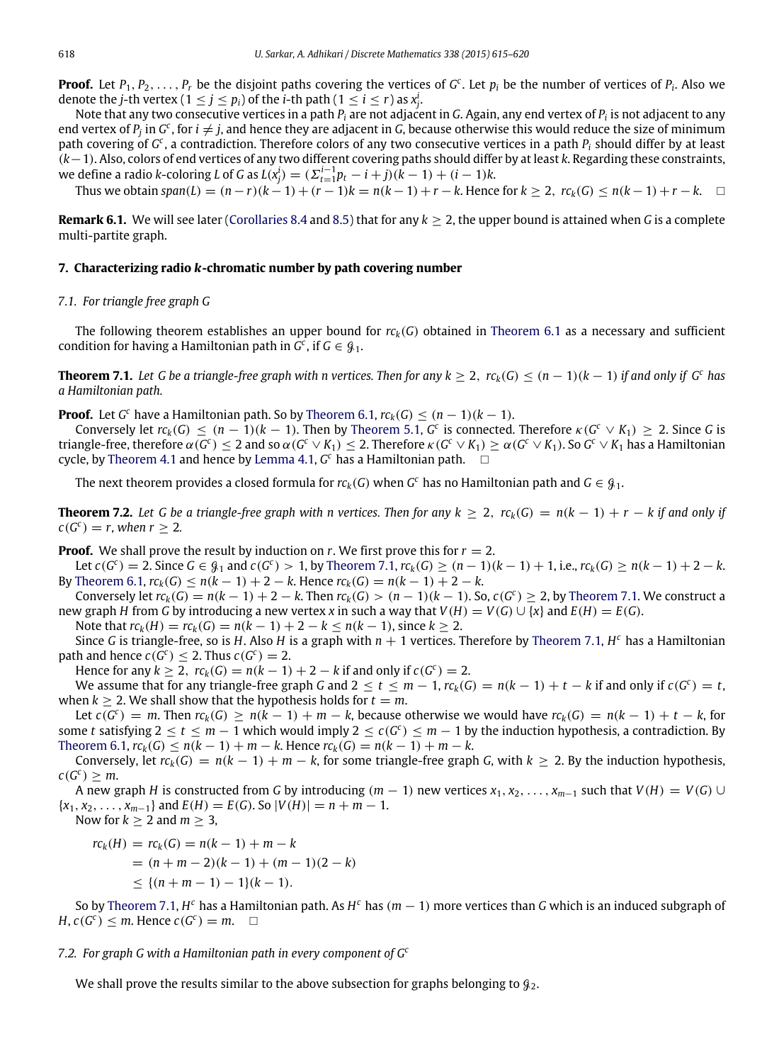**Proof.** Let $P_1, P_2, \ldots, P_r$ be the disjoint paths covering the vertices of $G^c$. Let $p_i$ be the number of vertices of $P_i$. Also we denote the $j$-th vertex $(1 \leq j \leq p_i)$ of the $i$-th path $(1 \leq i \leq r)$ as $x_j^i$.

Note that any two consecutive vertices in a path $P_i$ are not adjacent in $G$. Again, any end vertex of $P_i$ is not adjacent to any end vertex of $P_j$ in $G^c$, for $i \neq j$, and hence they are adjacent in $G$, because otherwise this would reduce the size of minimum path covering of $G^c$, a contradiction. Therefore colors of any two consecutive vertices in a path $P_i$ should differ by at least $(k-1)$. Also, colors of end vertices of any two different covering paths should differ by at least $k$. Regarding these constraints, we define a radio $k$-coloring $L$ of $G$ as $L(x_j^i) = (\Sigma_{t=1}^{i-1} p_t - i + j)(k-1) + (i-1)k$.

Thus we obtain $span(L) = (n-r)(k-1) + (r-1)k = n(k-1) + r - k$. Hence for $k \geq 2$, $rc_k(G) \leq n(k-1) + r - k$. $\square$

**Remark 6.1.** We will see later (Corollaries 8.4 and 8.5) that for any $k \geq 2$, the upper bound is attained when $G$ is a complete multi-partite graph.

## 7. Characterizing radio $k$-chromatic number by path covering number

### 7.1. For triangle free graph $G$

The following theorem establishes an upper bound for $rc_k(G)$ obtained in Theorem 6.1 as a necessary and sufficient condition for having a Hamiltonian path in $G^c$, if $G \in \mathcal{G}_1$.

**Theorem 7.1.** *Let $G$ be a triangle-free graph with $n$ vertices. Then for any $k \geq 2$, $rc_k(G) \leq (n-1)(k-1)$ if and only if $G^c$ has a Hamiltonian path.*

**Proof.** Let $G^c$ have a Hamiltonian path. So by Theorem 6.1, $rc_k(G) \leq (n-1)(k-1)$.

Conversely let $rc_k(G) \leq (n-1)(k-1)$. Then by Theorem 5.1, $G^c$ is connected. Therefore $\kappa(G^c \vee K_1) \geq 2$. Since $G$ is triangle-free, therefore $\alpha(G^c) \leq 2$ and so $\alpha(G^c \vee K_1) \leq 2$. Therefore $\kappa(G^c \vee K_1) \geq \alpha(G^c \vee K_1)$. So $G^c \vee K_1$ has a Hamiltonian cycle, by Theorem 4.1 and hence by Lemma 4.1, $G^c$ has a Hamiltonian path. $\square$

The next theorem provides a closed formula for $rc_k(G)$ when $G^c$ has no Hamiltonian path and $G \in \mathcal{G}_1$.

**Theorem 7.2.** *Let $G$ be a triangle-free graph with $n$ vertices. Then for any $k \geq 2$, $rc_k(G) = n(k-1) + r - k$ if and only if $c(G^c) = r$, when $r \geq 2$.*

**Proof.** We shall prove the result by induction on $r$. We first prove this for $r = 2$.

Let $c(G^c) = 2$. Since $G \in \mathcal{G}_1$ and $c(G^c) > 1$, by Theorem 7.1, $rc_k(G) \geq (n-1)(k-1) + 1$, i.e., $rc_k(G) \geq n(k-1) + 2 - k$. By Theorem 6.1, $rc_k(G) \leq n(k-1) + 2 - k$. Hence $rc_k(G) = n(k-1) + 2 - k$.

Conversely let $rc_k(G) = n(k-1) + 2 - k$. Then $rc_k(G) > (n-1)(k-1)$. So, $c(G^c) \geq 2$, by Theorem 7.1. We construct a new graph $H$ from $G$ by introducing a new vertex $x$ in such a way that $V(H) = V(G) \cup \{x\}$ and $E(H) = E(G)$.

Note that $rc_k(H) = rc_k(G) = n(k-1) + 2 - k \leq n(k-1)$, since $k \geq 2$.

Since $G$ is triangle-free, so is $H$. Also $H$ is a graph with $n+1$ vertices. Therefore by Theorem 7.1, $H^c$ has a Hamiltonian path and hence $c(G^c) \leq 2$. Thus $c(G^c) = 2$.

Hence for any $k \geq 2$, $rc_k(G) = n(k-1) + 2 - k$ if and only if $c(G^c) = 2$.

We assume that for any triangle-free graph $G$ and $2 \leq t \leq m-1$, $rc_k(G) = n(k-1) + t - k$ if and only if $c(G^c) = t$, when $k \geq 2$. We shall show that the hypothesis holds for $t = m$.

Let $c(G^c) = m$. Then $rc_k(G) \geq n(k-1) + m - k$, because otherwise we would have $rc_k(G) = n(k-1) + t - k$, for some $t$ satisfying $2 \leq t \leq m-1$ which would imply $2 \leq c(G^c) \leq m-1$ by the induction hypothesis, a contradiction. By Theorem 6.1, $rc_k(G) \leq n(k-1) + m - k$. Hence $rc_k(G) = n(k-1) + m - k$.

Conversely, let $rc_k(G) = n(k-1) + m - k$, for some triangle-free graph $G$, with $k \geq 2$. By the induction hypothesis, $c(G^c) \geq m$.

A new graph $H$ is constructed from $G$ by introducing $(m-1)$ new vertices $x_1, x_2, \ldots, x_{m-1}$ such that $V(H) = V(G) \cup \{x_1, x_2, \ldots, x_{m-1}\}$ and $E(H) = E(G)$. So $|V(H)| = n + m - 1$.

Now for $k \geq 2$ and $m \geq 3$,

$$
\begin{aligned}
rc_k(H) &= rc_k(G) = n(k-1) + m - k \\
&= (n+m-2)(k-1) + (m-1)(2-k) \\
&\leq \{(n+m-1) - 1\}(k-1).
\end{aligned}
$$

So by Theorem 7.1, $H^c$ has a Hamiltonian path. As $H^c$ has $(m-1)$ more vertices than $G$ which is an induced subgraph of $H$, $c(G^c) \leq m$. Hence $c(G^c) = m$. $\square$

### 7.2. For graph $G$ with a Hamiltonian path in every component of $G^c$

We shall prove the results similar to the above subsection for graphs belonging to $\mathcal{G}_2$.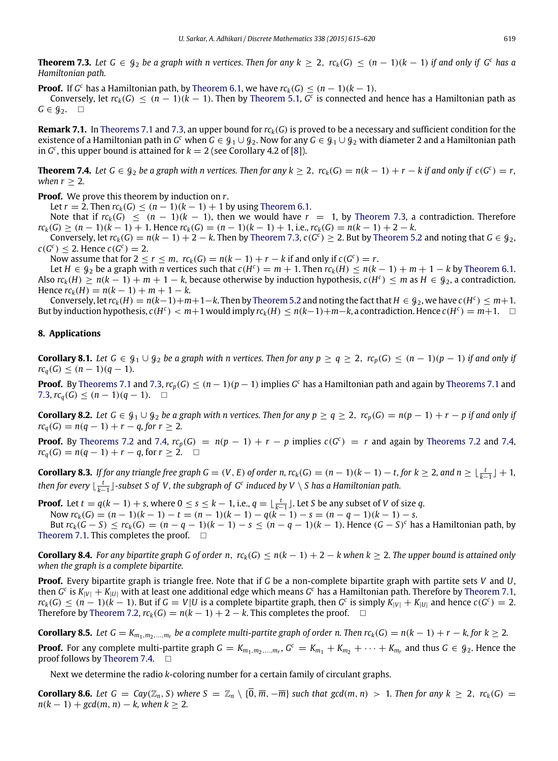**Theorem 7.3.** *Let $G \in \mathcal{G}_2$ be a graph with $n$ vertices. Then for any $k \geq 2$, $rc_k(G) \leq (n-1)(k-1)$ if and only if $G^c$ has a Hamiltonian path.*

**Proof.** If $G^c$ has a Hamiltonian path, by Theorem 6.1, we have $rc_k(G) \leq (n-1)(k-1)$.

Conversely, let $rc_k(G) \leq (n-1)(k-1)$. Then by Theorem 5.1, $G^c$ is connected and hence has a Hamiltonian path as $G \in \mathcal{G}_2$. □

**Remark 7.1.** In Theorems 7.1 and 7.3, an upper bound for $rc_k(G)$ is proved to be a necessary and sufficient condition for the existence of a Hamiltonian path in $G^c$ when $G \in \mathcal{G}_1 \cup \mathcal{G}_2$. Now for any $G \in \mathcal{G}_1 \cup \mathcal{G}_2$ with diameter 2 and a Hamiltonian path in $G^c$, this upper bound is attained for $k = 2$ (see Corollary 4.2 of [8]).

**Theorem 7.4.** *Let $G \in \mathcal{G}_2$ be a graph with $n$ vertices. Then for any $k \geq 2$, $rc_k(G) = n(k-1) + r - k$ if and only if $c(G^c) = r$, when $r \geq 2$.*

**Proof.** We prove this theorem by induction on $r$.

Let $r = 2$. Then $rc_k(G) \leq (n-1)(k-1) + 1$ by using Theorem 6.1.

Note that if $rc_k(G) \leq (n-1)(k-1)$, then we would have $r = 1$, by Theorem 7.3, a contradiction. Therefore $rc_k(G) \geq (n-1)(k-1) + 1$. Hence $rc_k(G) = (n-1)(k-1) + 1$, i.e., $rc_k(G) = n(k-1) + 2 - k$.

Conversely, let $rc_k(G) = n(k-1) + 2 - k$. Then by Theorem 7.3, $c(G^c) \geq 2$. But by Theorem 5.2 and noting that $G \in \mathcal{G}_2$, $c(G^c) \leq 2$. Hence $c(G^c) = 2$.

Now assume that for $2 \leq r \leq m$, $rc_k(G) = n(k-1) + r - k$ if and only if $c(G^c) = r$.

Let $H \in \mathcal{G}_2$ be a graph with $n$ vertices such that $c(H^c) = m + 1$. Then $rc_k(H) \leq n(k-1) + m + 1 - k$ by Theorem 6.1. Also $rc_k(H) \geq n(k-1) + m + 1 - k$, because otherwise by induction hypothesis, $c(H^c) \leq m$ as $H \in \mathcal{G}_2$, a contradiction. Hence $rc_k(H) = n(k-1) + m + 1 - k$.

Conversely, let $rc_k(H) = n(k-1)+m+1-k$. Then by Theorem 5.2 and noting the fact that $H \in \mathcal{G}_2$, we have $c(H^c) \leq m+1$. But by induction hypothesis, $c(H^c) < m+1$ would imply $rc_k(H) \leq n(k-1)+m-k$, a contradiction. Hence $c(H^c) = m+1$. □

## 8. Applications

**Corollary 8.1.** *Let $G \in \mathcal{G}_1 \cup \mathcal{G}_2$ be a graph with $n$ vertices. Then for any $p \geq q \geq 2$, $rc_p(G) \leq (n-1)(p-1)$ if and only if $rc_q(G) \leq (n-1)(q-1)$.*

**Proof.** By Theorems 7.1 and 7.3, $rc_p(G) \leq (n-1)(p-1)$ implies $G^c$ has a Hamiltonian path and again by Theorems 7.1 and 7.3, $rc_q(G) \leq (n-1)(q-1)$. □

**Corollary 8.2.** *Let $G \in \mathcal{G}_1 \cup \mathcal{G}_2$ be a graph with $n$ vertices. Then for any $p \geq q \geq 2$, $rc_p(G) = n(p-1) + r - p$ if and only if $rc_q(G) = n(q-1) + r - q$, for $r \geq 2$.*

**Proof.** By Theorems 7.2 and 7.4, $rc_p(G) = n(p-1) + r - p$ implies $c(G^c) = r$ and again by Theorems 7.2 and 7.4, $rc_q(G) = n(q-1) + r - q$, for $r \geq 2$. □

**Corollary 8.3.** *If for any triangle free graph $G = (V, E)$ of order $n$, $rc_k(G) = (n-1)(k-1) - t$, for $k \geq 2$, and $n \geq \lfloor \frac{t}{k-1} \rfloor + 1$, then for every $\lfloor \frac{t}{k-1} \rfloor$-subset $S$ of $V$, the subgraph of $G^c$ induced by $V \setminus S$ has a Hamiltonian path.*

**Proof.** Let $t = q(k-1) + s$, where $0 \leq s \leq k-1$, i.e., $q = \lfloor \frac{t}{k-1} \rfloor$. Let $S$ be any subset of $V$ of size $q$.

Now $rc_k(G) = (n-1)(k-1) - t = (n-1)(k-1) - q(k-1) - s = (n-q-1)(k-1) - s$.

But $rc_k(G - S) \leq rc_k(G) = (n-q-1)(k-1) - s \leq (n-q-1)(k-1)$. Hence $(G-S)^c$ has a Hamiltonian path, by Theorem 7.1. This completes the proof. □

**Corollary 8.4.** *For any bipartite graph $G$ of order $n$, $rc_k(G) \leq n(k-1) + 2 - k$ when $k \geq 2$. The upper bound is attained only when the graph is a complete bipartite.*

**Proof.** Every bipartite graph is triangle free. Note that if $G$ be a non-complete bipartite graph with partite sets $V$ and $U$, then $G^c$ is $K_{|V|} + K_{|U|}$ with at least one additional edge which means $G^c$ has a Hamiltonian path. Therefore by Theorem 7.1, $rc_k(G) \leq (n-1)(k-1)$. But if $G = V|U$ is a complete bipartite graph, then $G^c$ is simply $K_{|V|} + K_{|U|}$ and hence $c(G^c) = 2$. Therefore by Theorem 7.2, $rc_k(G) = n(k-1) + 2 - k$. This completes the proof. □

**Corollary 8.5.** *Let $G = K_{m_1, m_2, \ldots, m_r}$ be a complete multi-partite graph of order $n$. Then $rc_k(G) = n(k-1) + r - k$, for $k \geq 2$.*

**Proof.** For any complete multi-partite graph $G = K_{m_1, m_2, \ldots, m_r}$, $G^c = K_{m_1} + K_{m_2} + \cdots + K_{m_r}$ and thus $G \in \mathcal{G}_2$. Hence the proof follows by Theorem 7.4. □

Next we determine the radio $k$-coloring number for a certain family of circulant graphs.

**Corollary 8.6.** *Let $G = Cay(\mathbb{Z}_n, S)$ where $S = \mathbb{Z}_n \setminus \{\overline{0}, \overline{m}, -\overline{m}\}$ such that $gcd(m, n) > 1$. Then for any $k \geq 2$, $rc_k(G) = n(k-1) + gcd(m, n) - k$, when $k \geq 2$.*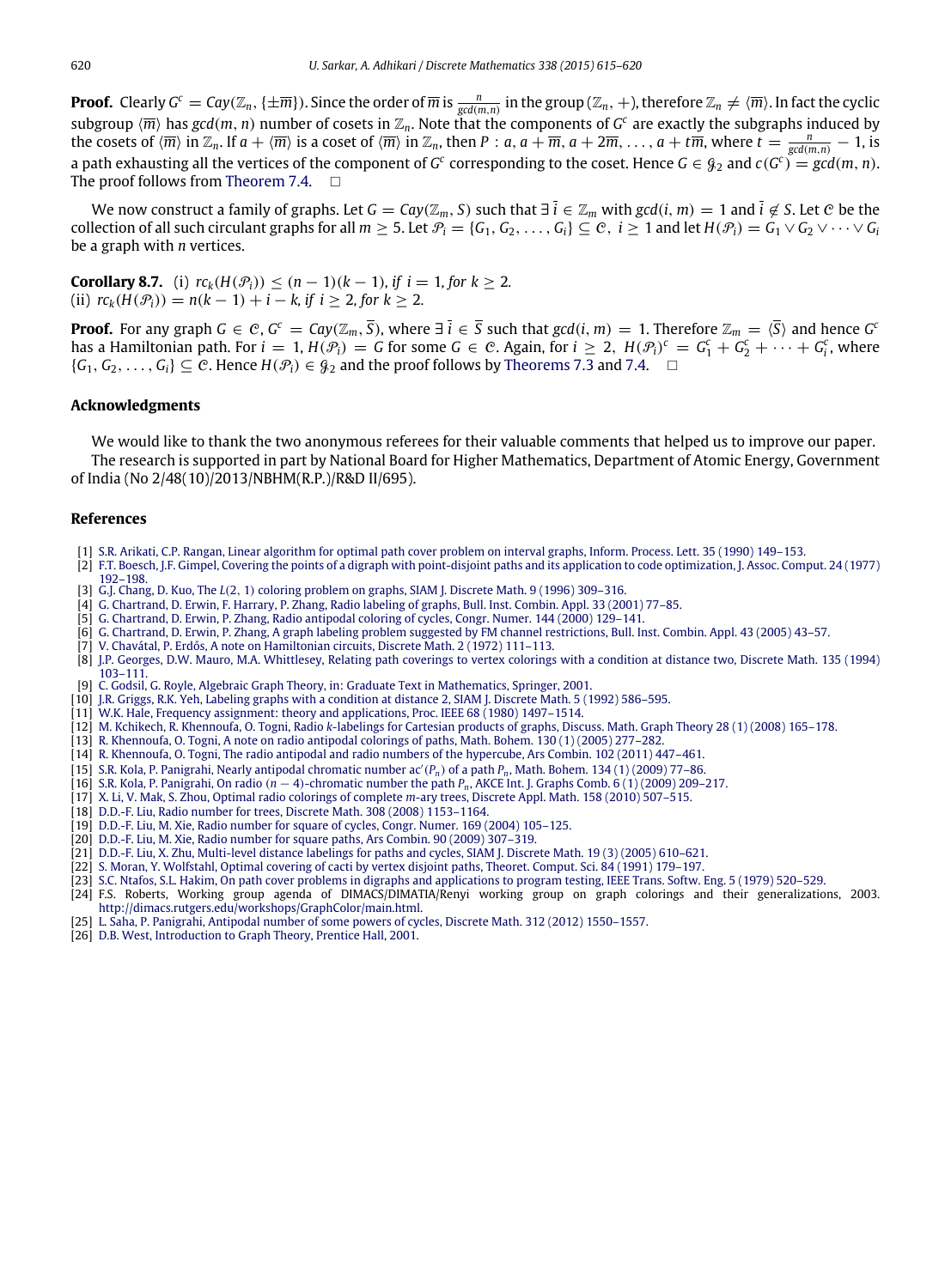**Proof.** Clearly $G^c = Cay(\mathbb{Z}_n, \{\pm\overline{m}\})$. Since the order of $\overline{m}$ is $\frac{n}{gcd(m,n)}$ in the group $(\mathbb{Z}_n, +)$, therefore $\mathbb{Z}_n \neq \langle \overline{m} \rangle$. In fact the cyclic subgroup $\langle \overline{m} \rangle$ has $gcd(m, n)$ number of cosets in $\mathbb{Z}_n$. Note that the components of $G^c$ are exactly the subgraphs induced by the cosets of $\langle \overline{m} \rangle$ in $\mathbb{Z}_n$. If $a + \langle \overline{m} \rangle$ is a coset of $\langle \overline{m} \rangle$ in $\mathbb{Z}_n$, then $P : a, a + \overline{m}, a + 2\overline{m}, \ldots, a + t\overline{m}$, where $t = \frac{n}{gcd(m,n)} - 1$, is a path exhausting all the vertices of the component of $G^c$ corresponding to the coset. Hence $G \in \mathcal{G}_2$ and $c(G^c) = gcd(m, n)$. The proof follows from Theorem 7.4. $\square$

We now construct a family of graphs. Let $G = Cay(\mathbb{Z}_m, S)$ such that $\exists\, \bar{i} \in \mathbb{Z}_m$ with $gcd(i, m) = 1$ and $\bar{i} \notin S$. Let $\mathcal{C}$ be the collection of all such circulant graphs for all $m \geq 5$. Let $\mathcal{P}_i = \{G_1, G_2, \ldots, G_i\} \subseteq \mathcal{C}$, $i \geq 1$ and let $H(\mathcal{P}_i) = G_1 \vee G_2 \vee \cdots \vee G_i$ be a graph with $n$ vertices.

**Corollary 8.7.** (i) $rc_k(H(\mathcal{P}_i)) \leq (n - 1)(k - 1)$, *if* $i = 1$, *for* $k \geq 2$.
(ii) $rc_k(H(\mathcal{P}_i)) = n(k - 1) + i - k$, *if* $i \geq 2$, *for* $k \geq 2$.

**Proof.** For any graph $G \in \mathcal{C}$, $G^c = Cay(\mathbb{Z}_m, \overline{S})$, where $\exists\, \bar{i} \in \overline{S}$ such that $gcd(i, m) = 1$. Therefore $\mathbb{Z}_m = \langle \overline{S} \rangle$ and hence $G^c$ has a Hamiltonian path. For $i = 1$, $H(\mathcal{P}_i) = G$ for some $G \in \mathcal{C}$. Again, for $i \geq 2$, $H(\mathcal{P}_i)^c = G_1^c + G_2^c + \cdots + G_i^c$, where $\{G_1, G_2, \ldots, G_i\} \subseteq \mathcal{C}$. Hence $H(\mathcal{P}_i) \in \mathcal{G}_2$ and the proof follows by Theorems 7.3 and 7.4. $\square$

## Acknowledgments

We would like to thank the two anonymous referees for their valuable comments that helped us to improve our paper.

The research is supported in part by National Board for Higher Mathematics, Department of Atomic Energy, Government of India (No 2/48(10)/2013/NBHM(R.P.)/R&D II/695).

## References

[1] S.R. Arikati, C.P. Rangan, Linear algorithm for optimal path cover problem on interval graphs, Inform. Process. Lett. 35 (1990) 149–153.
[2] F.T. Boesch, J.F. Gimpel, Covering the points of a digraph with point-disjoint paths and its application to code optimization, J. Assoc. Comput. 24 (1977) 192–198.
[3] G.J. Chang, D. Kuo, The $L(2, 1)$ coloring problem on graphs, SIAM J. Discrete Math. 9 (1996) 309–316.
[4] G. Chartrand, D. Erwin, F. Harrary, P. Zhang, Radio labeling of graphs, Bull. Inst. Combin. Appl. 33 (2001) 77–85.
[5] G. Chartrand, D. Erwin, P. Zhang, Radio antipodal coloring of cycles, Congr. Numer. 144 (2000) 129–141.
[6] G. Chartrand, D. Erwin, P. Zhang, A graph labeling problem suggested by FM channel restrictions, Bull. Inst. Combin. Appl. 43 (2005) 43–57.
[7] V. Chavátal, P. Erdős, A note on Hamiltonian circuits, Discrete Math. 2 (1972) 111–113.
[8] J.P. Georges, D.W. Mauro, M.A. Whittlesey, Relating path coverings to vertex colorings with a condition at distance two, Discrete Math. 135 (1994) 103–111.
[9] C. Godsil, G. Royle, Algebraic Graph Theory, in: Graduate Text in Mathematics, Springer, 2001.
[10] J.R. Griggs, R.K. Yeh, Labeling graphs with a condition at distance 2, SIAM J. Discrete Math. 5 (1992) 586–595.
[11] W.K. Hale, Frequency assignment: theory and applications, Proc. IEEE 68 (1980) 1497–1514.
[12] M. Kchikech, R. Khennoufa, O. Togni, Radio $k$-labelings for Cartesian products of graphs, Discuss. Math. Graph Theory 28 (1) (2008) 165–178.
[13] R. Khennoufa, O. Togni, A note on radio antipodal colorings of paths, Math. Bohem. 130 (1) (2005) 277–282.
[14] R. Khennoufa, O. Togni, The radio antipodal and radio numbers of the hypercube, Ars Combin. 102 (2011) 447–461.
[15] S.R. Kola, P. Panigrahi, Nearly antipodal chromatic number $ac'(P_n)$ of a path $P_n$, Math. Bohem. 134 (1) (2009) 77–86.
[16] S.R. Kola, P. Panigrahi, On radio $(n - 4)$-chromatic number the path $P_n$, AKCE Int. J. Graphs Comb. 6 (1) (2009) 209–217.
[17] X. Li, V. Mak, S. Zhou, Optimal radio colorings of complete $m$-ary trees, Discrete Appl. Math. 158 (2010) 507–515.
[18] D.D.-F. Liu, Radio number for trees, Discrete Math. 308 (2008) 1153–1164.
[19] D.D.-F. Liu, M. Xie, Radio number for square of cycles, Congr. Numer. 169 (2004) 105–125.
[20] D.D.-F. Liu, M. Xie, Radio number for square paths, Ars Combin. 90 (2009) 307–319.
[21] D.D.-F. Liu, X. Zhu, Multi-level distance labelings for paths and cycles, SIAM J. Discrete Math. 19 (3) (2005) 610–621.
[22] S. Moran, Y. Wolfstahl, Optimal covering of cacti by vertex disjoint paths, Theoret. Comput. Sci. 84 (1991) 179–197.
[23] S.C. Ntafos, S.L. Hakim, On path cover problems in digraphs and applications to program testing, IEEE Trans. Softw. Eng. 5 (1979) 520–529.
[24] F.S. Roberts, Working group agenda of DIMACS/DIMATIA/Renyi working group on graph colorings and their generalizations, 2003. http://dimacs.rutgers.edu/workshops/GraphColor/main.html.
[25] L. Saha, P. Panigrahi, Antipodal number of some powers of cycles, Discrete Math. 312 (2012) 1550–1557.
[26] D.B. West, Introduction to Graph Theory, Prentice Hall, 2001.